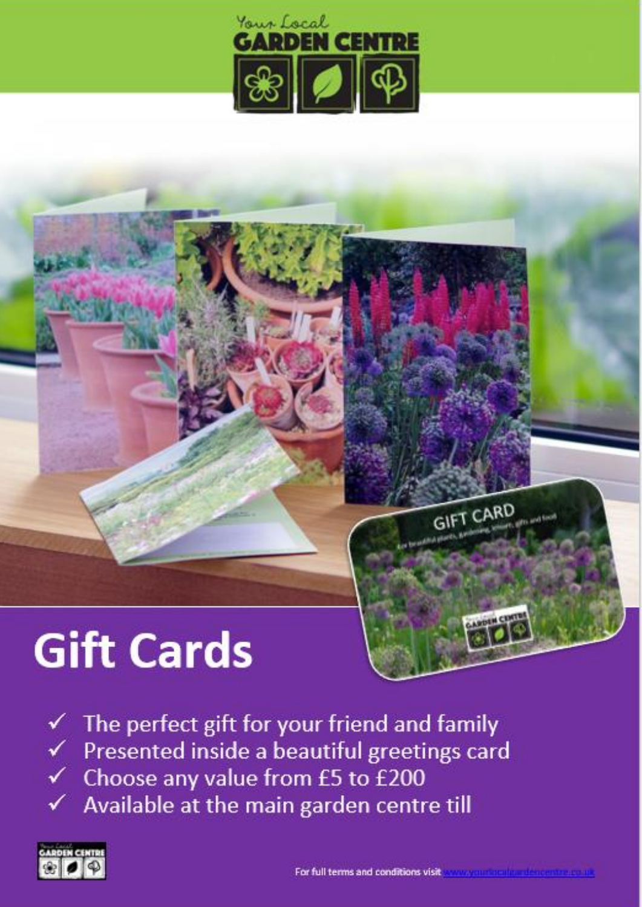Your Local
GARDEN CENTRE

# Gift Cards

- ✓ The perfect gift for your friend and family
- ✓ Presented inside a beautiful greetings card
- ✓ Choose any value from £5 to £200
- ✓ Available at the main garden centre till

For full terms and conditions visit www.yourlocalgardencentre.co.uk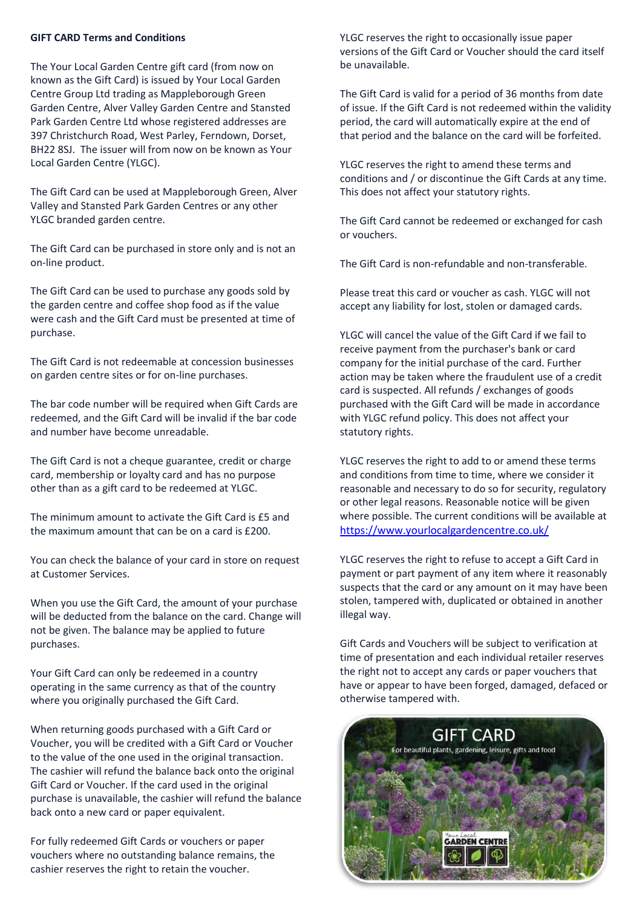**GIFT CARD Terms and Conditions**

The Your Local Garden Centre gift card (from now on known as the Gift Card) is issued by Your Local Garden Centre Group Ltd trading as Mappleborough Green Garden Centre, Alver Valley Garden Centre and Stansted Park Garden Centre Ltd whose registered addresses are 397 Christchurch Road, West Parley, Ferndown, Dorset, BH22 8SJ. The issuer will from now on be known as Your Local Garden Centre (YLGC).

The Gift Card can be used at Mappleborough Green, Alver Valley and Stansted Park Garden Centres or any other YLGC branded garden centre.

The Gift Card can be purchased in store only and is not an on-line product.

The Gift Card can be used to purchase any goods sold by the garden centre and coffee shop food as if the value were cash and the Gift Card must be presented at time of purchase.

The Gift Card is not redeemable at concession businesses on garden centre sites or for on-line purchases.

The bar code number will be required when Gift Cards are redeemed, and the Gift Card will be invalid if the bar code and number have become unreadable.

The Gift Card is not a cheque guarantee, credit or charge card, membership or loyalty card and has no purpose other than as a gift card to be redeemed at YLGC.

The minimum amount to activate the Gift Card is £5 and the maximum amount that can be on a card is £200.

You can check the balance of your card in store on request at Customer Services.

When you use the Gift Card, the amount of your purchase will be deducted from the balance on the card. Change will not be given. The balance may be applied to future purchases.

Your Gift Card can only be redeemed in a country operating in the same currency as that of the country where you originally purchased the Gift Card.

When returning goods purchased with a Gift Card or Voucher, you will be credited with a Gift Card or Voucher to the value of the one used in the original transaction. The cashier will refund the balance back onto the original Gift Card or Voucher. If the card used in the original purchase is unavailable, the cashier will refund the balance back onto a new card or paper equivalent.

For fully redeemed Gift Cards or vouchers or paper vouchers where no outstanding balance remains, the cashier reserves the right to retain the voucher.

YLGC reserves the right to occasionally issue paper versions of the Gift Card or Voucher should the card itself be unavailable.

The Gift Card is valid for a period of 36 months from date of issue. If the Gift Card is not redeemed within the validity period, the card will automatically expire at the end of that period and the balance on the card will be forfeited.

YLGC reserves the right to amend these terms and conditions and / or discontinue the Gift Cards at any time. This does not affect your statutory rights.

The Gift Card cannot be redeemed or exchanged for cash or vouchers.

The Gift Card is non-refundable and non-transferable.

Please treat this card or voucher as cash. YLGC will not accept any liability for lost, stolen or damaged cards.

YLGC will cancel the value of the Gift Card if we fail to receive payment from the purchaser's bank or card company for the initial purchase of the card. Further action may be taken where the fraudulent use of a credit card is suspected. All refunds / exchanges of goods purchased with the Gift Card will be made in accordance with YLGC refund policy. This does not affect your statutory rights.

YLGC reserves the right to add to or amend these terms and conditions from time to time, where we consider it reasonable and necessary to do so for security, regulatory or other legal reasons. Reasonable notice will be given where possible. The current conditions will be available at https://www.yourlocalgardencentre.co.uk/

YLGC reserves the right to refuse to accept a Gift Card in payment or part payment of any item where it reasonably suspects that the card or any amount on it may have been stolen, tampered with, duplicated or obtained in another illegal way.

Gift Cards and Vouchers will be subject to verification at time of presentation and each individual retailer reserves the right not to accept any cards or paper vouchers that have or appear to have been forged, damaged, defaced or otherwise tampered with.

GIFT CARD

For beautiful plants, gardening, leisure, gifts and food

Your Local GARDEN CENTRE